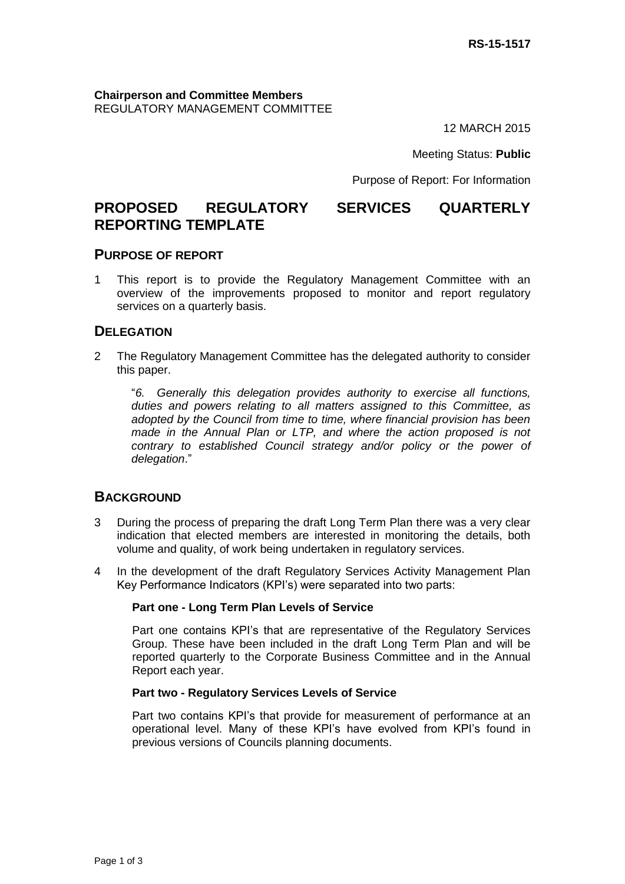**RS-15-1517**

**Chairperson and Committee Members**
REGULATORY MANAGEMENT COMMITTEE

12 MARCH 2015

Meeting Status: **Public**

Purpose of Report: For Information

# PROPOSED REGULATORY SERVICES QUARTERLY REPORTING TEMPLATE

## PURPOSE OF REPORT

1 This report is to provide the Regulatory Management Committee with an overview of the improvements proposed to monitor and report regulatory services on a quarterly basis.

## DELEGATION

2 The Regulatory Management Committee has the delegated authority to consider this paper.

> "*6. Generally this delegation provides authority to exercise all functions, duties and powers relating to all matters assigned to this Committee, as adopted by the Council from time to time, where financial provision has been made in the Annual Plan or LTP, and where the action proposed is not contrary to established Council strategy and/or policy or the power of delegation*."

## BACKGROUND

3 During the process of preparing the draft Long Term Plan there was a very clear indication that elected members are interested in monitoring the details, both volume and quality, of work being undertaken in regulatory services.

4 In the development of the draft Regulatory Services Activity Management Plan Key Performance Indicators (KPI's) were separated into two parts:

**Part one - Long Term Plan Levels of Service**

Part one contains KPI's that are representative of the Regulatory Services Group. These have been included in the draft Long Term Plan and will be reported quarterly to the Corporate Business Committee and in the Annual Report each year.

**Part two - Regulatory Services Levels of Service**

Part two contains KPI's that provide for measurement of performance at an operational level. Many of these KPI's have evolved from KPI's found in previous versions of Councils planning documents.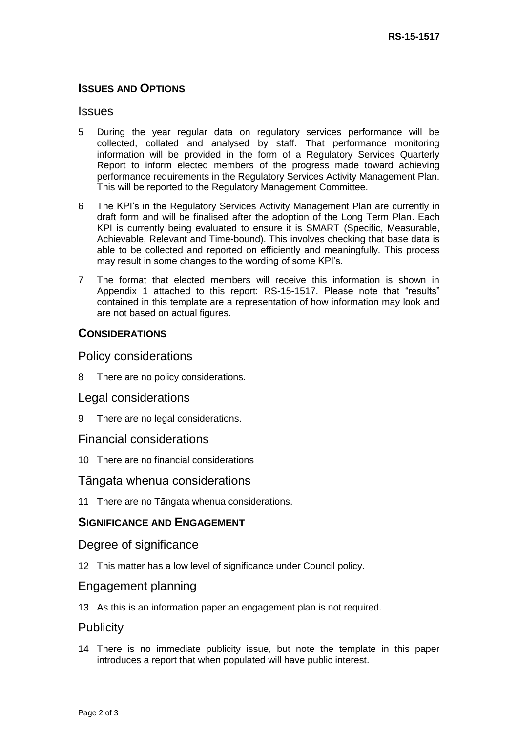## ISSUES AND OPTIONS

### Issues

5 During the year regular data on regulatory services performance will be collected, collated and analysed by staff. That performance monitoring information will be provided in the form of a Regulatory Services Quarterly Report to inform elected members of the progress made toward achieving performance requirements in the Regulatory Services Activity Management Plan. This will be reported to the Regulatory Management Committee.

6 The KPI's in the Regulatory Services Activity Management Plan are currently in draft form and will be finalised after the adoption of the Long Term Plan. Each KPI is currently being evaluated to ensure it is SMART (Specific, Measurable, Achievable, Relevant and Time-bound). This involves checking that base data is able to be collected and reported on efficiently and meaningfully. This process may result in some changes to the wording of some KPI's.

7 The format that elected members will receive this information is shown in Appendix 1 attached to this report: RS-15-1517. Please note that "results" contained in this template are a representation of how information may look and are not based on actual figures.

## CONSIDERATIONS

### Policy considerations

8 There are no policy considerations.

### Legal considerations

9 There are no legal considerations.

### Financial considerations

10 There are no financial considerations

### Tāngata whenua considerations

11 There are no Tāngata whenua considerations.

## SIGNIFICANCE AND ENGAGEMENT

### Degree of significance

12 This matter has a low level of significance under Council policy.

### Engagement planning

13 As this is an information paper an engagement plan is not required.

### Publicity

14 There is no immediate publicity issue, but note the template in this paper introduces a report that when populated will have public interest.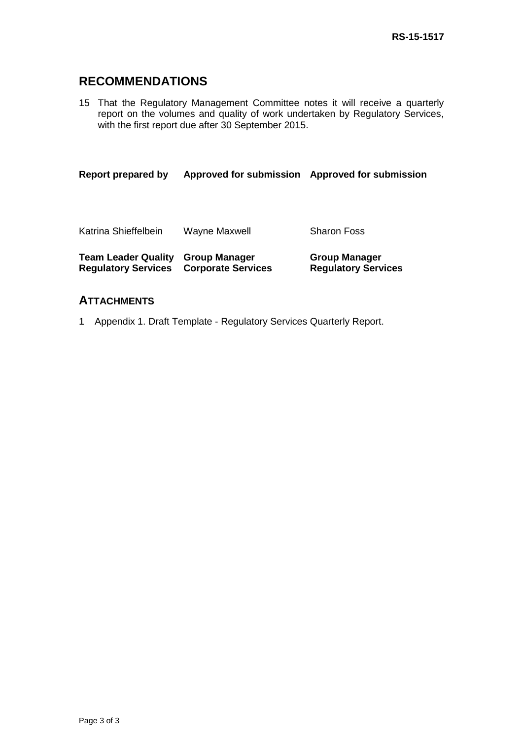## RECOMMENDATIONS

15 That the Regulatory Management Committee notes it will receive a quarterly report on the volumes and quality of work undertaken by Regulatory Services, with the first report due after 30 September 2015.

| Report prepared by | Approved for submission | Approved for submission |
|---|---|---|
| Katrina Shieffelbein | Wayne Maxwell | Sharon Foss |
| **Team Leader Quality Regulatory Services** | **Group Manager Corporate Services** | **Group Manager Regulatory Services** |

## ATTACHMENTS

1 Appendix 1. Draft Template - Regulatory Services Quarterly Report.